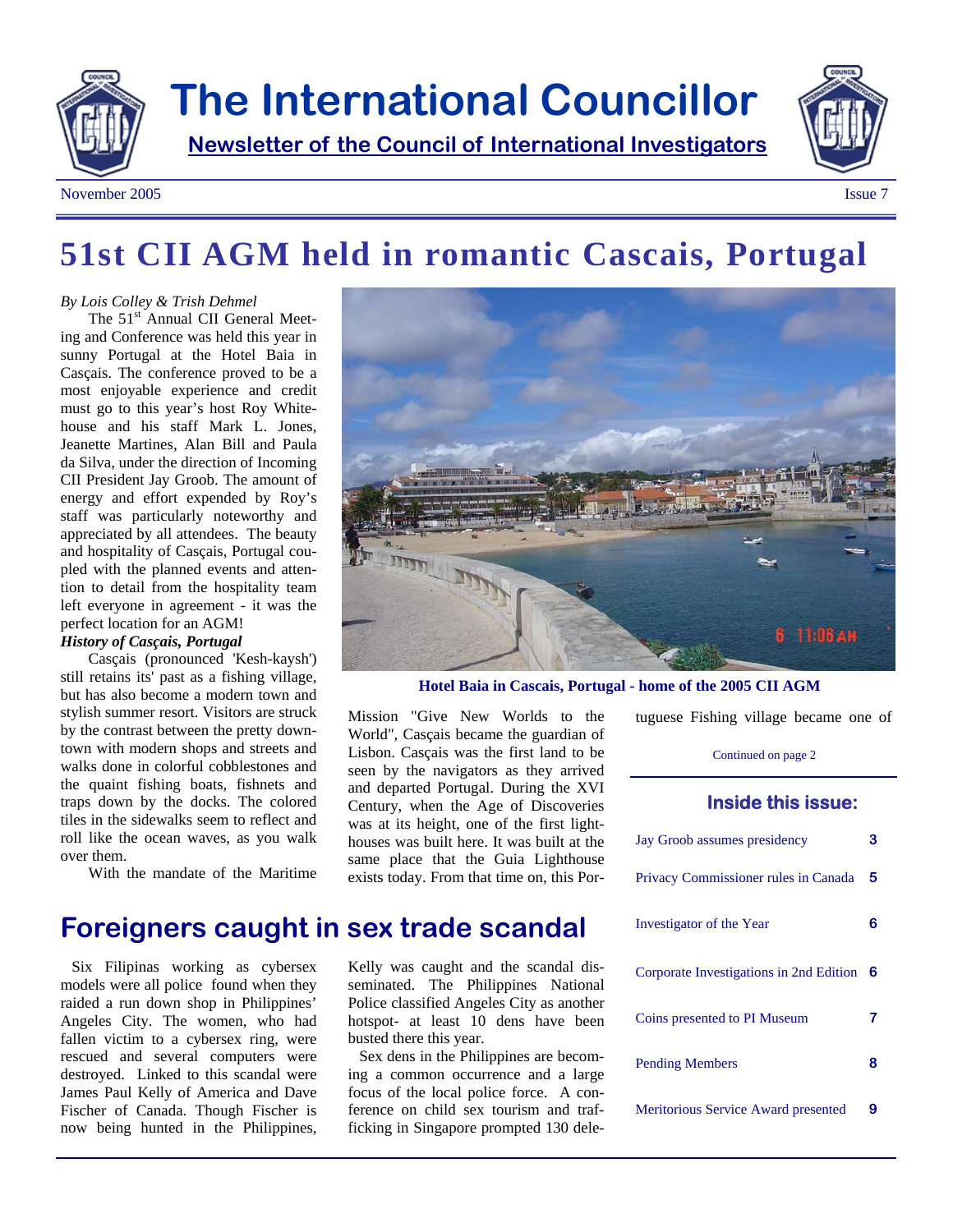# The International Councillor

**Newsletter of the Council of International Investigators**

November 2005 | Issue 7

## 51st CII AGM held in romantic Cascais, Portugal

*By Lois Colley & Trish Dehmel*

The 51st Annual CII General Meeting and Conference was held this year in sunny Portugal at the Hotel Baia in Casçais. The conference proved to be a most enjoyable experience and credit must go to this year's host Roy Whitehouse and his staff Mark L. Jones, Jeanette Martines, Alan Bill and Paula da Silva, under the direction of Incoming CII President Jay Groob. The amount of energy and effort expended by Roy's staff was particularly noteworthy and appreciated by all attendees. The beauty and hospitality of Casçais, Portugal coupled with the planned events and attention to detail from the hospitality team left everyone in agreement - it was the perfect location for an AGM!

***History of Casçais, Portugal***

Casçais (pronounced 'Kesh-kaysh') still retains its' past as a fishing village, but has also become a modern town and stylish summer resort. Visitors are struck by the contrast between the pretty downtown with modern shops and streets and walks done in colorful cobblestones and the quaint fishing boats, fishnets and traps down by the docks. The colored tiles in the sidewalks seem to reflect and roll like the ocean waves, as you walk over them.

With the mandate of the Maritime Mission "Give New Worlds to the World", Casçais became the guardian of Lisbon. Casçais was the first land to be seen by the navigators as they arrived and departed Portugal. During the XVI Century, when the Age of Discoveries was at its height, one of the first lighthouses was built here. It was built at the same place that the Guia Lighthouse exists today. From that time on, this Portuguese Fishing village became one of

**Hotel Baia in Cascais, Portugal - home of the 2005 CII AGM**

Continued on page 2

## Foreigners caught in sex trade scandal

Six Filipinas working as cybersex models were all police found when they raided a run down shop in Philippines' Angeles City. The women, who had fallen victim to a cybersex ring, were rescued and several computers were destroyed. Linked to this scandal were James Paul Kelly of America and Dave Fischer of Canada. Though Fischer is now being hunted in the Philippines, Kelly was caught and the scandal disseminated. The Philippines National Police classified Angeles City as another hotspot- at least 10 dens have been busted there this year.

Sex dens in the Philippines are becoming a common occurrence and a large focus of the local police force. A conference on child sex tourism and trafficking in Singapore prompted 130 dele-

### Inside this issue:

| | |
|---|---|
| Jay Groob assumes presidency | 3 |
| Privacy Commissioner rules in Canada | 5 |
| Investigator of the Year | 6 |
| Corporate Investigations in 2nd Edition | 6 |
| Coins presented to PI Museum | 7 |
| Pending Members | 8 |
| Meritorious Service Award presented | 9 |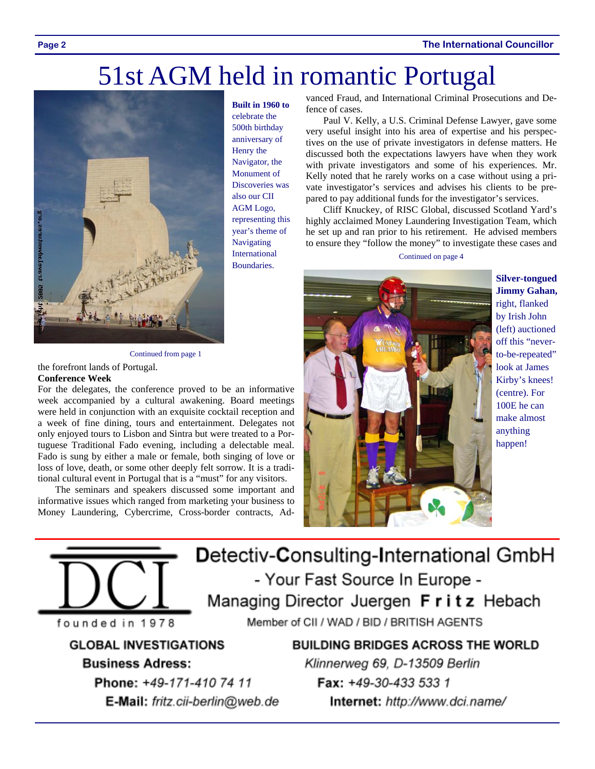# 51st AGM held in romantic Portugal

**Built in 1960 to** celebrate the 500th birthday anniversary of Henry the Navigator, the Monument of Discoveries was also our CII AGM Logo, representing this year's theme of Navigating International Boundaries.

Continued from page 1

the forefront lands of Portugal.

**Conference Week**

For the delegates, the conference proved to be an informative week accompanied by a cultural awakening. Board meetings were held in conjunction with an exquisite cocktail reception and a week of fine dining, tours and entertainment. Delegates not only enjoyed tours to Lisbon and Sintra but were treated to a Portuguese Traditional Fado evening, including a delectable meal. Fado is sung by either a male or female, both singing of love or loss of love, death, or some other deeply felt sorrow. It is a traditional cultural event in Portugal that is a "must" for any visitors.

The seminars and speakers discussed some important and informative issues which ranged from marketing your business to Money Laundering, Cybercrime, Cross-border contracts, Advanced Fraud, and International Criminal Prosecutions and Defence of cases.

Paul V. Kelly, a U.S. Criminal Defense Lawyer, gave some very useful insight into his area of expertise and his perspectives on the use of private investigators in defense matters. He discussed both the expectations lawyers have when they work with private investigators and some of his experiences. Mr. Kelly noted that he rarely works on a case without using a private investigator's services and advises his clients to be prepared to pay additional funds for the investigator's services.

Cliff Knuckey, of RISC Global, discussed Scotland Yard's highly acclaimed Money Laundering Investigation Team, which he set up and ran prior to his retirement. He advised members to ensure they "follow the money" to investigate these cases and

Continued on page 4

**Silver-tongued Jimmy Gahan,** right, flanked by Irish John (left) auctioned off this "never-to-be-repeated" look at James Kirby's knees! (centre). For 100E he can make almost anything happen!

---

**Detectiv-Consulting-International GmbH**

DCI — founded in 1978

- Your Fast Source In Europe -

Managing Director Juergen **F r i t z** Hebach

Member of CII / WAD / BID / BRITISH AGENTS

**GLOBAL INVESTIGATIONS** — **BUILDING BRIDGES ACROSS THE WORLD**

**Business Adress:** *Klinnerweg 69, D-13509 Berlin*

**Phone:** *+49-171-410 74 11* **Fax:** *+49-30-433 533 1*

**E-Mail:** *fritz.cii-berlin@web.de* **Internet:** *http://www.dci.name/*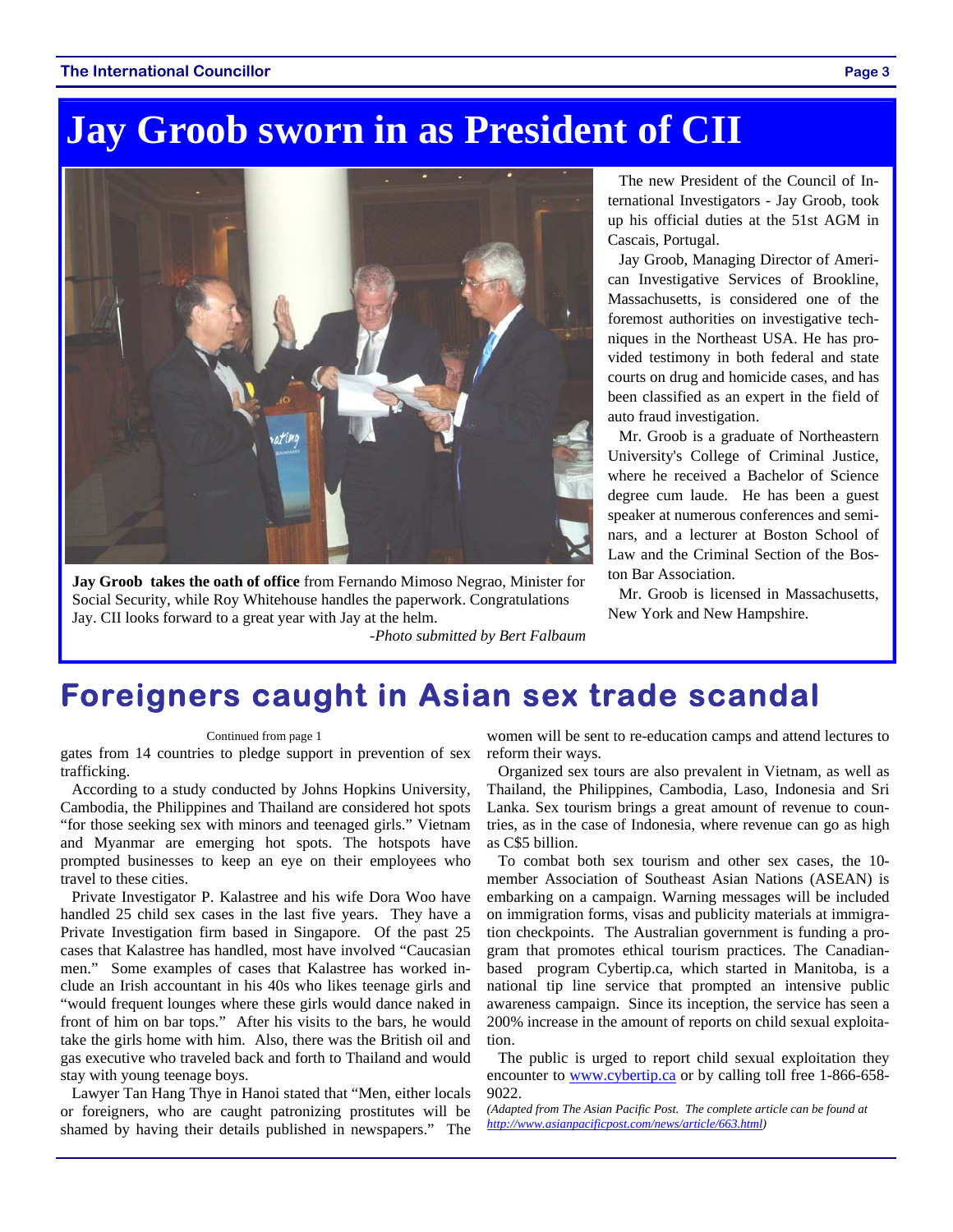# Jay Groob sworn in as President of CII

**Jay Groob takes the oath of office** from Fernando Mimoso Negrao, Minister for Social Security, while Roy Whitehouse handles the paperwork. Congratulations Jay. CII looks forward to a great year with Jay at the helm.

*-Photo submitted by Bert Falbaum*

The new President of the Council of International Investigators - Jay Groob, took up his official duties at the 51st AGM in Cascais, Portugal.

Jay Groob, Managing Director of American Investigative Services of Brookline, Massachusetts, is considered one of the foremost authorities on investigative techniques in the Northeast USA. He has provided testimony in both federal and state courts on drug and homicide cases, and has been classified as an expert in the field of auto fraud investigation.

Mr. Groob is a graduate of Northeastern University's College of Criminal Justice, where he received a Bachelor of Science degree cum laude. He has been a guest speaker at numerous conferences and seminars, and a lecturer at Boston School of Law and the Criminal Section of the Boston Bar Association.

Mr. Groob is licensed in Massachusetts, New York and New Hampshire.

# Foreigners caught in Asian sex trade scandal

Continued from page 1

gates from 14 countries to pledge support in prevention of sex trafficking.

According to a study conducted by Johns Hopkins University, Cambodia, the Philippines and Thailand are considered hot spots "for those seeking sex with minors and teenaged girls." Vietnam and Myanmar are emerging hot spots. The hotspots have prompted businesses to keep an eye on their employees who travel to these cities.

Private Investigator P. Kalastree and his wife Dora Woo have handled 25 child sex cases in the last five years. They have a Private Investigation firm based in Singapore. Of the past 25 cases that Kalastree has handled, most have involved "Caucasian men." Some examples of cases that Kalastree has worked include an Irish accountant in his 40s who likes teenage girls and "would frequent lounges where these girls would dance naked in front of him on bar tops." After his visits to the bars, he would take the girls home with him. Also, there was the British oil and gas executive who traveled back and forth to Thailand and would stay with young teenage boys.

Lawyer Tan Hang Thye in Hanoi stated that "Men, either locals or foreigners, who are caught patronizing prostitutes will be shamed by having their details published in newspapers." The women will be sent to re-education camps and attend lectures to reform their ways.

Organized sex tours are also prevalent in Vietnam, as well as Thailand, the Philippines, Cambodia, Laso, Indonesia and Sri Lanka. Sex tourism brings a great amount of revenue to countries, as in the case of Indonesia, where revenue can go as high as C$5 billion.

To combat both sex tourism and other sex cases, the 10-member Association of Southeast Asian Nations (ASEAN) is embarking on a campaign. Warning messages will be included on immigration forms, visas and publicity materials at immigration checkpoints. The Australian government is funding a program that promotes ethical tourism practices. The Canadian-based program Cybertip.ca, which started in Manitoba, is a national tip line service that prompted an intensive public awareness campaign. Since its inception, the service has seen a 200% increase in the amount of reports on child sexual exploitation.

The public is urged to report child sexual exploitation they encounter to www.cybertip.ca or by calling toll free 1-866-658-9022.

*(Adapted from The Asian Pacific Post. The complete article can be found at http://www.asianpacificpost.com/news/article/663.html)*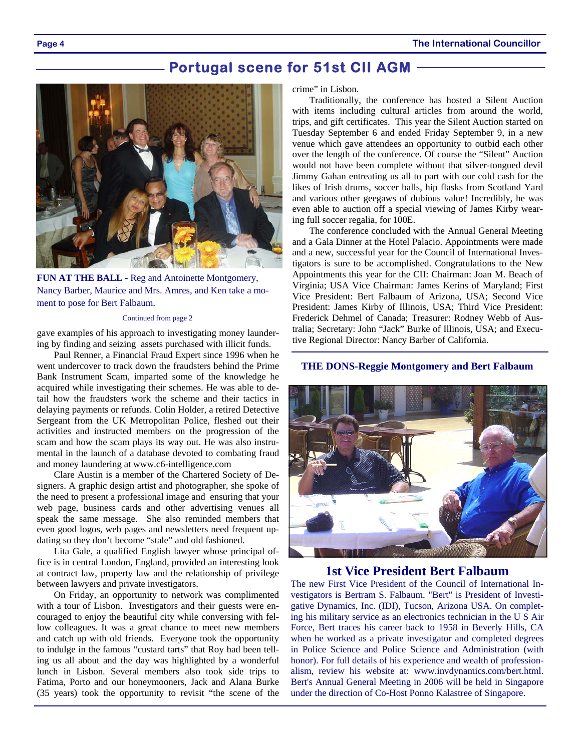## Portugal scene for 51st CII AGM

**FUN AT THE BALL -** Reg and Antoinette Montgomery, Nancy Barber, Maurice and Mrs. Amres, and Ken take a moment to pose for Bert Falbaum.

Continued from page 2

gave examples of his approach to investigating money laundering by finding and seizing assets purchased with illicit funds.

Paul Renner, a Financial Fraud Expert since 1996 when he went undercover to track down the fraudsters behind the Prime Bank Instrument Scam, imparted some of the knowledge he acquired while investigating their schemes. He was able to detail how the fraudsters work the scheme and their tactics in delaying payments or refunds. Colin Holder, a retired Detective Sergeant from the UK Metropolitan Police, fleshed out their activities and instructed members on the progression of the scam and how the scam plays its way out. He was also instrumental in the launch of a database devoted to combating fraud and money laundering at www.c6-intelligence.com

Clare Austin is a member of the Chartered Society of Designers. A graphic design artist and photographer, she spoke of the need to present a professional image and ensuring that your web page, business cards and other advertising venues all speak the same message. She also reminded members that even good logos, web pages and newsletters need frequent updating so they don't become "stale" and old fashioned.

Lita Gale, a qualified English lawyer whose principal office is in central London, England, provided an interesting look at contract law, property law and the relationship of privilege between lawyers and private investigators.

On Friday, an opportunity to network was complimented with a tour of Lisbon. Investigators and their guests were encouraged to enjoy the beautiful city while conversing with fellow colleagues. It was a great chance to meet new members and catch up with old friends. Everyone took the opportunity to indulge in the famous "custard tarts" that Roy had been telling us all about and the day was highlighted by a wonderful lunch in Lisbon. Several members also took side trips to Fatima, Porto and our honeymooners, Jack and Alana Burke (35 years) took the opportunity to revisit "the scene of the crime" in Lisbon.

Traditionally, the conference has hosted a Silent Auction with items including cultural articles from around the world, trips, and gift certificates. This year the Silent Auction started on Tuesday September 6 and ended Friday September 9, in a new venue which gave attendees an opportunity to outbid each other over the length of the conference. Of course the "Silent" Auction would not have been complete without that silver-tongued devil Jimmy Gahan entreating us all to part with our cold cash for the likes of Irish drums, soccer balls, hip flasks from Scotland Yard and various other geegaws of dubious value! Incredibly, he was even able to auction off a special viewing of James Kirby wearing full soccer regalia, for 100E.

The conference concluded with the Annual General Meeting and a Gala Dinner at the Hotel Palacio. Appointments were made and a new, successful year for the Council of International Investigators is sure to be accomplished. Congratulations to the New Appointments this year for the CII: Chairman: Joan M. Beach of Virginia; USA Vice Chairman: James Kerins of Maryland; First Vice President: Bert Falbaum of Arizona, USA; Second Vice President: James Kirby of Illinois, USA; Third Vice President: Frederick Dehmel of Canada; Treasurer: Rodney Webb of Australia; Secretary: John "Jack" Burke of Illinois, USA; and Executive Regional Director: Nancy Barber of California.

**THE DONS-Reggie Montgomery and Bert Falbaum**

### 1st Vice President Bert Falbaum

The new First Vice President of the Council of International Investigators is Bertram S. Falbaum. "Bert" is President of Investigative Dynamics, Inc. (IDI), Tucson, Arizona USA. On completing his military service as an electronics technician in the U S Air Force, Bert traces his career back to 1958 in Beverly Hills, CA when he worked as a private investigator and completed degrees in Police Science and Police Science and Administration (with honor). For full details of his experience and wealth of professionalism, review his website at: www.invdynamics.com/bert.html. Bert's Annual General Meeting in 2006 will be held in Singapore under the direction of Co-Host Ponno Kalastree of Singapore.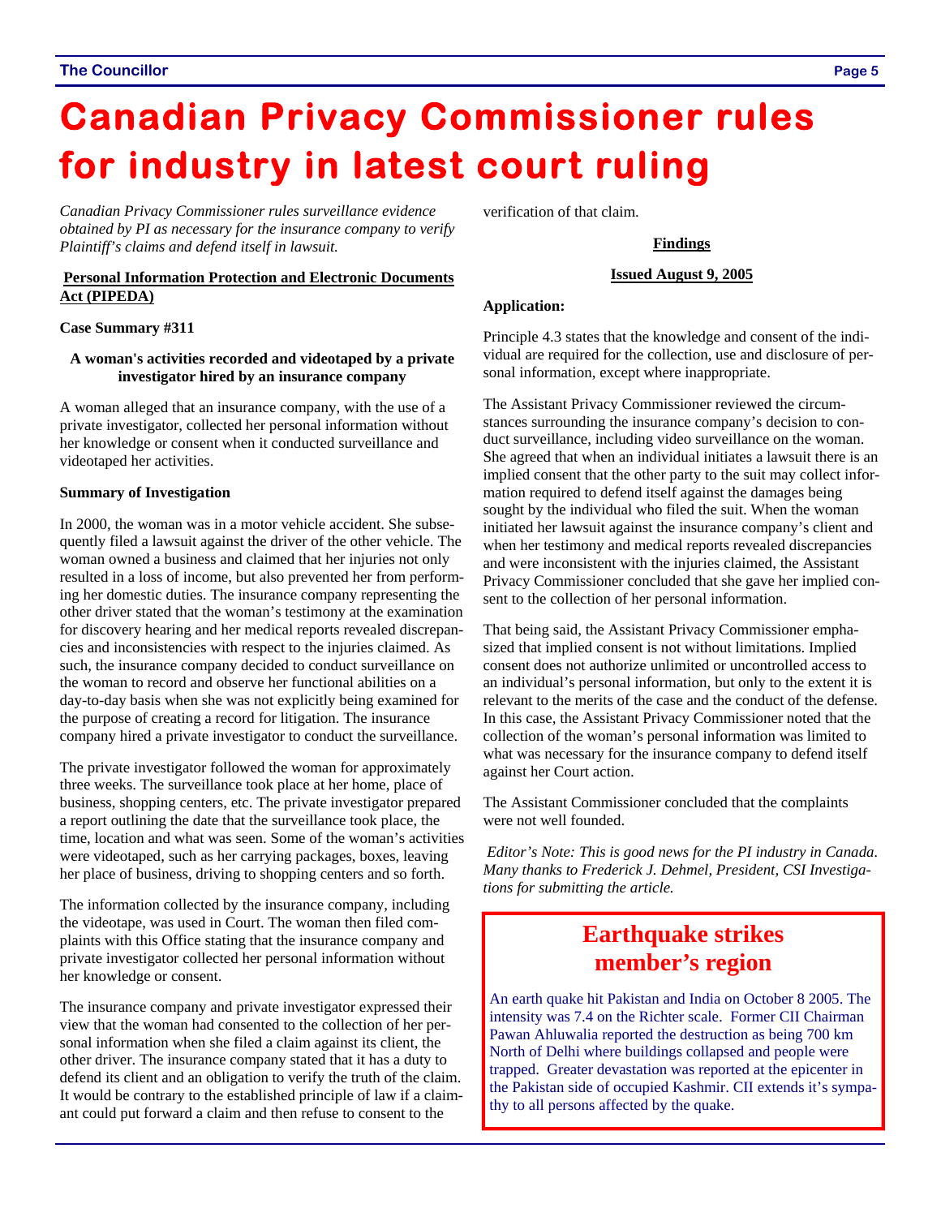# Canadian Privacy Commissioner rules for industry in latest court ruling

*Canadian Privacy Commissioner rules surveillance evidence obtained by PI as necessary for the insurance company to verify Plaintiff's claims and defend itself in lawsuit.*

**Personal Information Protection and Electronic Documents Act (PIPEDA)**

**Case Summary #311**

**A woman's activities recorded and videotaped by a private investigator hired by an insurance company**

A woman alleged that an insurance company, with the use of a private investigator, collected her personal information without her knowledge or consent when it conducted surveillance and videotaped her activities.

**Summary of Investigation**

In 2000, the woman was in a motor vehicle accident. She subsequently filed a lawsuit against the driver of the other vehicle. The woman owned a business and claimed that her injuries not only resulted in a loss of income, but also prevented her from performing her domestic duties. The insurance company representing the other driver stated that the woman's testimony at the examination for discovery hearing and her medical reports revealed discrepancies and inconsistencies with respect to the injuries claimed. As such, the insurance company decided to conduct surveillance on the woman to record and observe her functional abilities on a day-to-day basis when she was not explicitly being examined for the purpose of creating a record for litigation. The insurance company hired a private investigator to conduct the surveillance.

The private investigator followed the woman for approximately three weeks. The surveillance took place at her home, place of business, shopping centers, etc. The private investigator prepared a report outlining the date that the surveillance took place, the time, location and what was seen. Some of the woman's activities were videotaped, such as her carrying packages, boxes, leaving her place of business, driving to shopping centers and so forth.

The information collected by the insurance company, including the videotape, was used in Court. The woman then filed complaints with this Office stating that the insurance company and private investigator collected her personal information without her knowledge or consent.

The insurance company and private investigator expressed their view that the woman had consented to the collection of her personal information when she filed a claim against its client, the other driver. The insurance company stated that it has a duty to defend its client and an obligation to verify the truth of the claim. It would be contrary to the established principle of law if a claimant could put forward a claim and then refuse to consent to the verification of that claim.

**Findings**

**Issued August 9, 2005**

**Application:**

Principle 4.3 states that the knowledge and consent of the individual are required for the collection, use and disclosure of personal information, except where inappropriate.

The Assistant Privacy Commissioner reviewed the circumstances surrounding the insurance company's decision to conduct surveillance, including video surveillance on the woman. She agreed that when an individual initiates a lawsuit there is an implied consent that the other party to the suit may collect information required to defend itself against the damages being sought by the individual who filed the suit. When the woman initiated her lawsuit against the insurance company's client and when her testimony and medical reports revealed discrepancies and were inconsistent with the injuries claimed, the Assistant Privacy Commissioner concluded that she gave her implied consent to the collection of her personal information.

That being said, the Assistant Privacy Commissioner emphasized that implied consent is not without limitations. Implied consent does not authorize unlimited or uncontrolled access to an individual's personal information, but only to the extent it is relevant to the merits of the case and the conduct of the defense. In this case, the Assistant Privacy Commissioner noted that the collection of the woman's personal information was limited to what was necessary for the insurance company to defend itself against her Court action.

The Assistant Commissioner concluded that the complaints were not well founded.

*Editor's Note: This is good news for the PI industry in Canada. Many thanks to Frederick J. Dehmel, President, CSI Investigations for submitting the article.*

## Earthquake strikes member's region

An earth quake hit Pakistan and India on October 8 2005. The intensity was 7.4 on the Richter scale. Former CII Chairman Pawan Ahluwalia reported the destruction as being 700 km North of Delhi where buildings collapsed and people were trapped. Greater devastation was reported at the epicenter in the Pakistan side of occupied Kashmir. CII extends it's sympathy to all persons affected by the quake.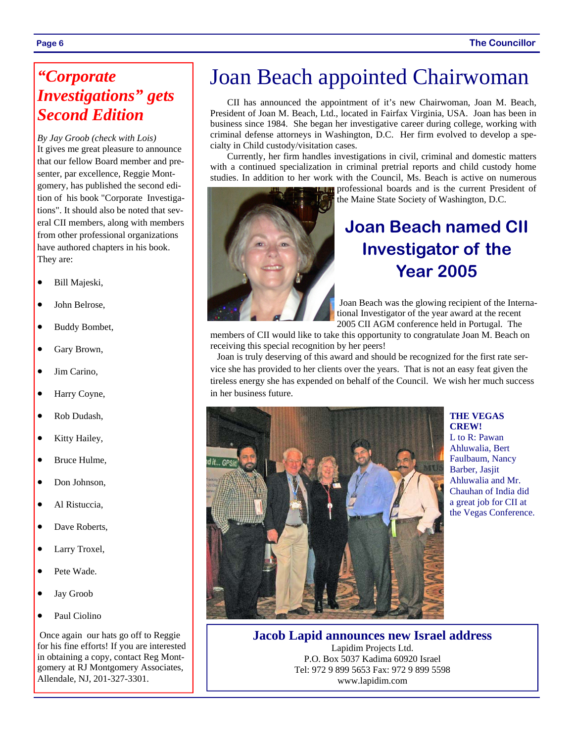## *"Corporate Investigations" gets Second Edition*

*By Jay Groob (check with Lois)*

It gives me great pleasure to announce that our fellow Board member and presenter, par excellence, Reggie Montgomery, has published the second edition of his book "Corporate Investigations". It should also be noted that several CII members, along with members from other professional organizations have authored chapters in his book. They are:

- Bill Majeski,
- John Belrose,
- Buddy Bombet,
- Gary Brown,
- Jim Carino,
- Harry Coyne,
- Rob Dudash,
- Kitty Hailey,
- Bruce Hulme,
- Don Johnson,
- Al Ristuccia,
- Dave Roberts,
- Larry Troxel,
- Pete Wade.
- Jay Groob
- Paul Ciolino

Once again our hats go off to Reggie for his fine efforts! If you are interested in obtaining a copy, contact Reg Montgomery at RJ Montgomery Associates, Allendale, NJ, 201-327-3301.

# Joan Beach appointed Chairwoman

CII has announced the appointment of it's new Chairwoman, Joan M. Beach, President of Joan M. Beach, Ltd., located in Fairfax Virginia, USA. Joan has been in business since 1984. She began her investigative career during college, working with criminal defense attorneys in Washington, D.C. Her firm evolved to develop a specialty in Child custody/visitation cases.

Currently, her firm handles investigations in civil, criminal and domestic matters with a continued specialization in criminal pretrial reports and child custody home studies. In addition to her work with the Council, Ms. Beach is active on numerous professional boards and is the current President of the Maine State Society of Washington, D.C.

## Joan Beach named CII Investigator of the Year 2005

Joan Beach was the glowing recipient of the International Investigator of the year award at the recent 2005 CII AGM conference held in Portugal. The members of CII would like to take this opportunity to congratulate Joan M. Beach on receiving this special recognition by her peers!

Joan is truly deserving of this award and should be recognized for the first rate service she has provided to her clients over the years. That is not an easy feat given the tireless energy she has expended on behalf of the Council. We wish her much success in her business future.

**THE VEGAS CREW!**
L to R: Pawan Ahluwalia, Bert Faulbaum, Nancy Barber, Jasjit Ahluwalia and Mr. Chauhan of India did a great job for CII at the Vegas Conference.

### Jacob Lapid announces new Israel address

Lapidim Projects Ltd.
P.O. Box 5037 Kadima 60920 Israel
Tel: 972 9 899 5653 Fax: 972 9 899 5598
www.lapidim.com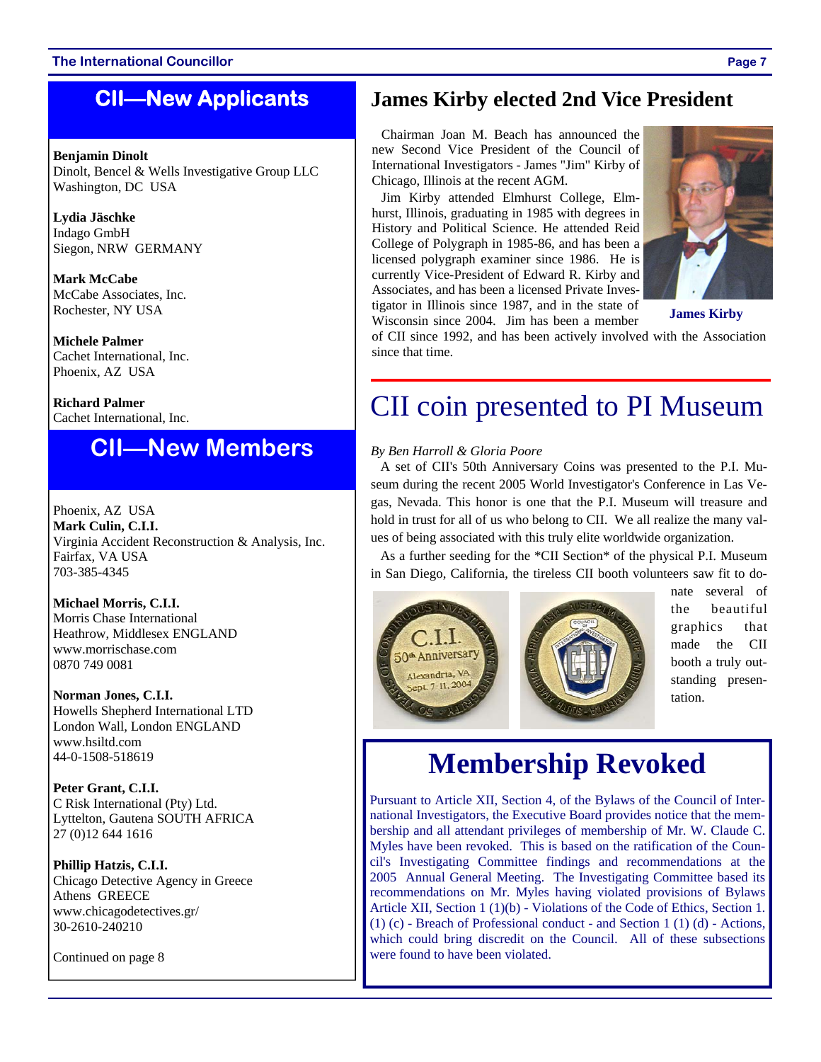## CII—New Applicants

**Benjamin Dinolt**
Dinolt, Bencel & Wells Investigative Group LLC
Washington, DC USA

**Lydia Jäschke**
Indago GmbH
Siegon, NRW GERMANY

**Mark McCabe**
McCabe Associates, Inc.
Rochester, NY USA

**Michele Palmer**
Cachet International, Inc.
Phoenix, AZ USA

**Richard Palmer**
Cachet International, Inc.
Phoenix, AZ USA

## CII—New Members

**Mark Culin, C.I.I.**
Virginia Accident Reconstruction & Analysis, Inc.
Fairfax, VA USA
703-385-4345

**Michael Morris, C.I.I.**
Morris Chase International
Heathrow, Middlesex ENGLAND
www.morrischase.com
0870 749 0081

**Norman Jones, C.I.I.**
Howells Shepherd International LTD
London Wall, London ENGLAND
www.hsiltd.com
44-0-1508-518619

**Peter Grant, C.I.I.**
C Risk International (Pty) Ltd.
Lyttelton, Gautena SOUTH AFRICA
27 (0)12 644 1616

**Phillip Hatzis, C.I.I.**
Chicago Detective Agency in Greece
Athens GREECE
www.chicagodetectives.gr/
30-2610-240210

Continued on page 8

## James Kirby elected 2nd Vice President

Chairman Joan M. Beach has announced the new Second Vice President of the Council of International Investigators - James "Jim" Kirby of Chicago, Illinois at the recent AGM.

Jim Kirby attended Elmhurst College, Elmhurst, Illinois, graduating in 1985 with degrees in History and Political Science. He attended Reid College of Polygraph in 1985-86, and has been a licensed polygraph examiner since 1986. He is currently Vice-President of Edward R. Kirby and Associates, and has been a licensed Private Investigator in Illinois since 1987, and in the state of Wisconsin since 2004. Jim has been a member of CII since 1992, and has been actively involved with the Association since that time.

James Kirby

## CII coin presented to PI Museum

*By Ben Harroll & Gloria Poore*

A set of CII's 50th Anniversary Coins was presented to the P.I. Museum during the recent 2005 World Investigator's Conference in Las Vegas, Nevada. This honor is one that the P.I. Museum will treasure and hold in trust for all of us who belong to CII. We all realize the many values of being associated with this truly elite worldwide organization.

As a further seeding for the *CII Section* of the physical P.I. Museum in San Diego, California, the tireless CII booth volunteers saw fit to donate several of the beautiful graphics that made the CII booth a truly outstanding presentation.

## Membership Revoked

Pursuant to Article XII, Section 4, of the Bylaws of the Council of International Investigators, the Executive Board provides notice that the membership and all attendant privileges of membership of Mr. W. Claude C. Myles have been revoked. This is based on the ratification of the Council's Investigating Committee findings and recommendations at the 2005 Annual General Meeting. The Investigating Committee based its recommendations on Mr. Myles having violated provisions of Bylaws Article XII, Section 1 (1)(b) - Violations of the Code of Ethics, Section 1. (1) (c) - Breach of Professional conduct - and Section 1 (1) (d) - Actions, which could bring discredit on the Council. All of these subsections were found to have been violated.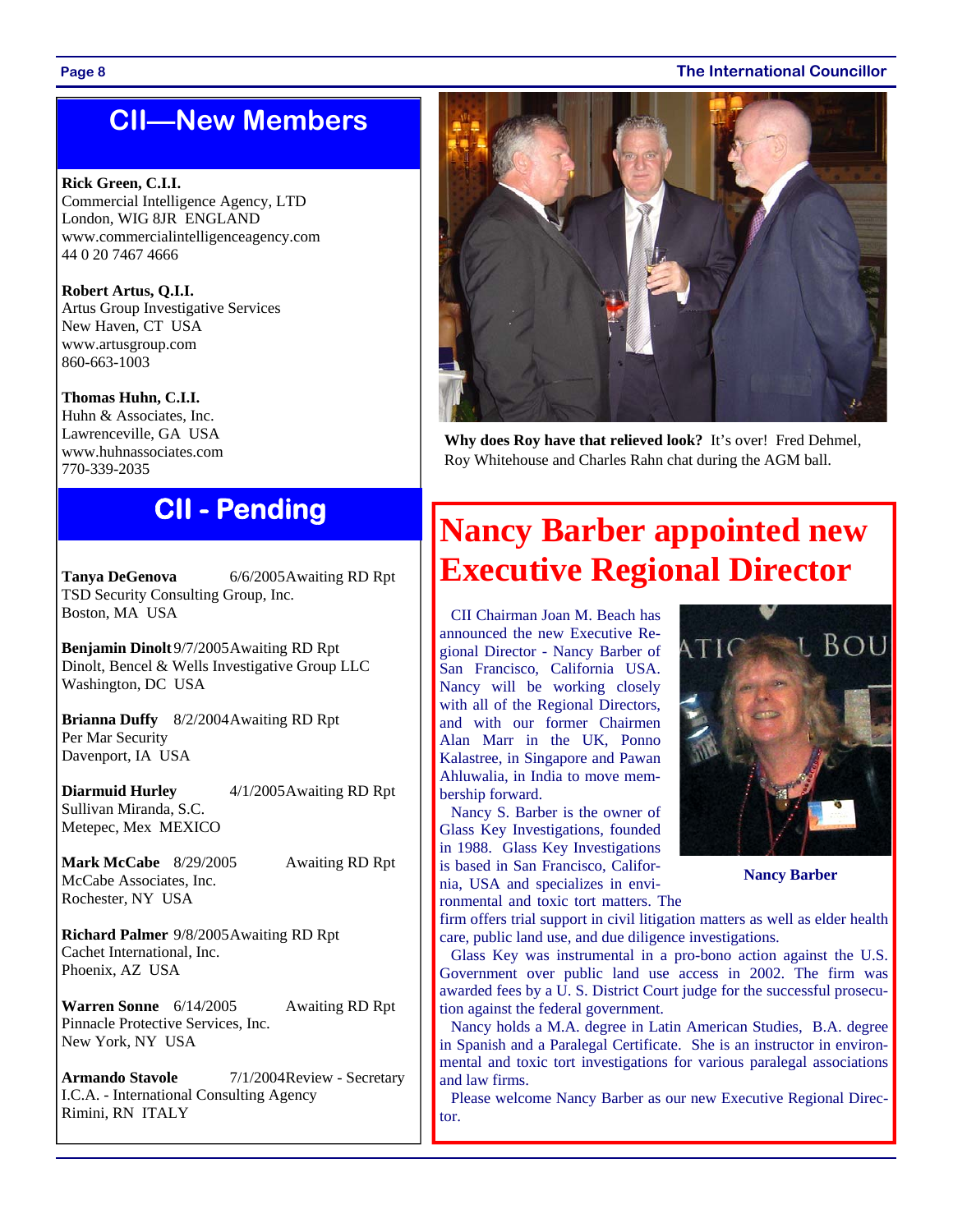## CII—New Members

**Rick Green, C.I.I.**
Commercial Intelligence Agency, LTD
London, WIG 8JR ENGLAND
www.commercialintelligenceagency.com
44 0 20 7467 4666

**Robert Artus, Q.I.I.**
Artus Group Investigative Services
New Haven, CT USA
www.artusgroup.com
860-663-1003

**Thomas Huhn, C.I.I.**
Huhn & Associates, Inc.
Lawrenceville, GA USA
www.huhnassociates.com
770-339-2035

## CII - Pending

**Tanya DeGenova** 6/6/2005 Awaiting RD Rpt
TSD Security Consulting Group, Inc.
Boston, MA USA

**Benjamin Dinolt** 9/7/2005 Awaiting RD Rpt
Dinolt, Bencel & Wells Investigative Group LLC
Washington, DC USA

**Brianna Duffy** 8/2/2004 Awaiting RD Rpt
Per Mar Security
Davenport, IA USA

**Diarmuid Hurley** 4/1/2005 Awaiting RD Rpt
Sullivan Miranda, S.C.
Metepec, Mex MEXICO

**Mark McCabe** 8/29/2005 Awaiting RD Rpt
McCabe Associates, Inc.
Rochester, NY USA

**Richard Palmer** 9/8/2005 Awaiting RD Rpt
Cachet International, Inc.
Phoenix, AZ USA

**Warren Sonne** 6/14/2005 Awaiting RD Rpt
Pinnacle Protective Services, Inc.
New York, NY USA

**Armando Stavole** 7/1/2004 Review - Secretary
I.C.A. - International Consulting Agency
Rimini, RN ITALY

**Why does Roy have that relieved look?** It's over! Fred Dehmel, Roy Whitehouse and Charles Rahn chat during the AGM ball.

# Nancy Barber appointed new Executive Regional Director

CII Chairman Joan M. Beach has announced the new Executive Regional Director - Nancy Barber of San Francisco, California USA. Nancy will be working closely with all of the Regional Directors, and with our former Chairmen Alan Marr in the UK, Ponno Kalastree, in Singapore and Pawan Ahluwalia, in India to move membership forward.

Nancy S. Barber is the owner of Glass Key Investigations, founded in 1988. Glass Key Investigations is based in San Francisco, California, USA and specializes in environmental and toxic tort matters. The firm offers trial support in civil litigation matters as well as elder health care, public land use, and due diligence investigations.

**Nancy Barber**

Glass Key was instrumental in a pro-bono action against the U.S. Government over public land use access in 2002. The firm was awarded fees by a U. S. District Court judge for the successful prosecution against the federal government.

Nancy holds a M.A. degree in Latin American Studies, B.A. degree in Spanish and a Paralegal Certificate. She is an instructor in environmental and toxic tort investigations for various paralegal associations and law firms.

Please welcome Nancy Barber as our new Executive Regional Director.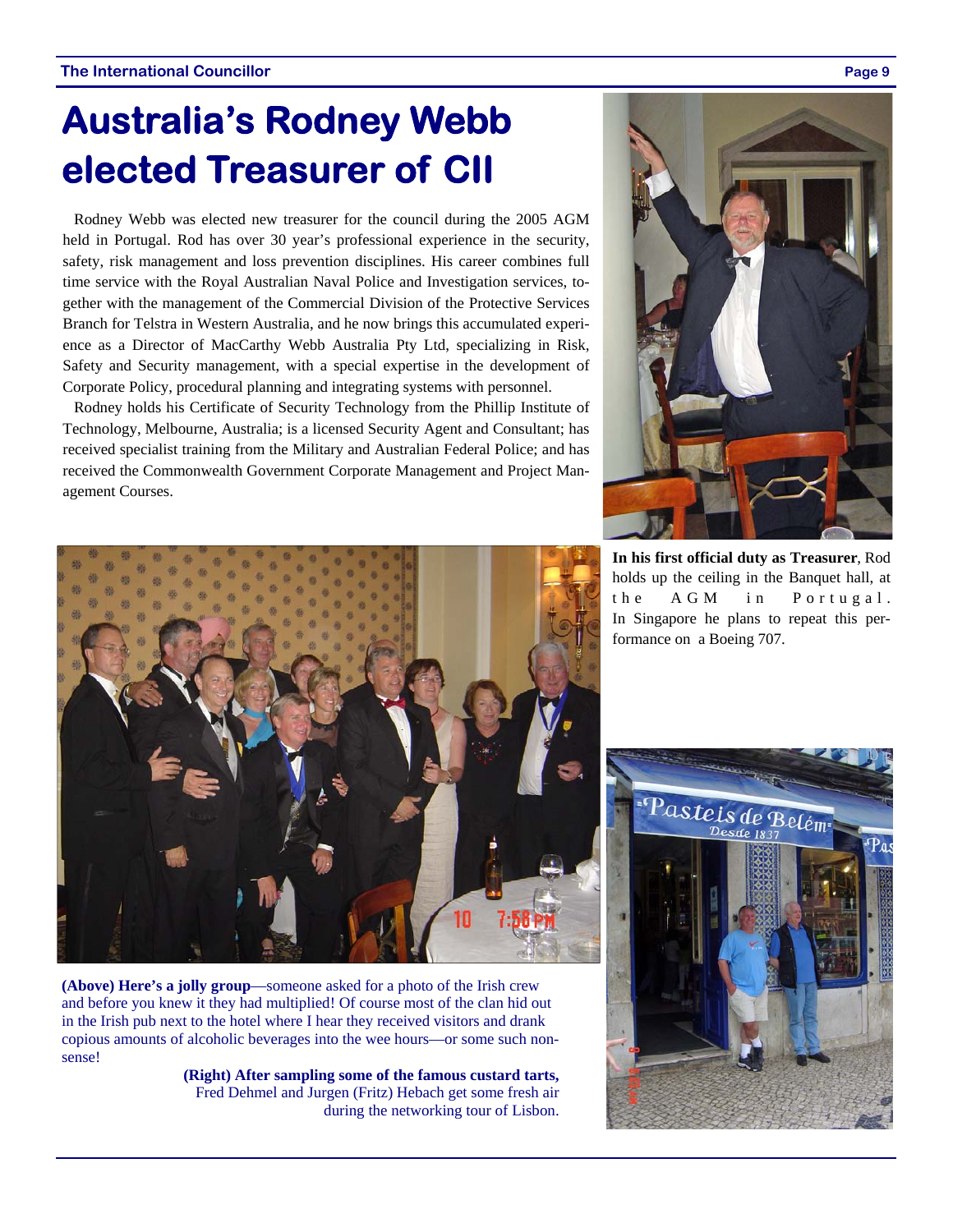# Australia's Rodney Webb elected Treasurer of CII

Rodney Webb was elected new treasurer for the council during the 2005 AGM held in Portugal. Rod has over 30 year's professional experience in the security, safety, risk management and loss prevention disciplines. His career combines full time service with the Royal Australian Naval Police and Investigation services, together with the management of the Commercial Division of the Protective Services Branch for Telstra in Western Australia, and he now brings this accumulated experience as a Director of MacCarthy Webb Australia Pty Ltd, specializing in Risk, Safety and Security management, with a special expertise in the development of Corporate Policy, procedural planning and integrating systems with personnel.

Rodney holds his Certificate of Security Technology from the Phillip Institute of Technology, Melbourne, Australia; is a licensed Security Agent and Consultant; has received specialist training from the Military and Australian Federal Police; and has received the Commonwealth Government Corporate Management and Project Management Courses.

**In his first official duty as Treasurer**, Rod holds up the ceiling in the Banquet hall, at the AGM in Portugal. In Singapore he plans to repeat this performance on a Boeing 707.

**(Above) Here's a jolly group**—someone asked for a photo of the Irish crew and before you knew it they had multiplied! Of course most of the clan hid out in the Irish pub next to the hotel where I hear they received visitors and drank copious amounts of alcoholic beverages into the wee hours—or some such nonsense!

**(Right) After sampling some of the famous custard tarts,** Fred Dehmel and Jurgen (Fritz) Hebach get some fresh air during the networking tour of Lisbon.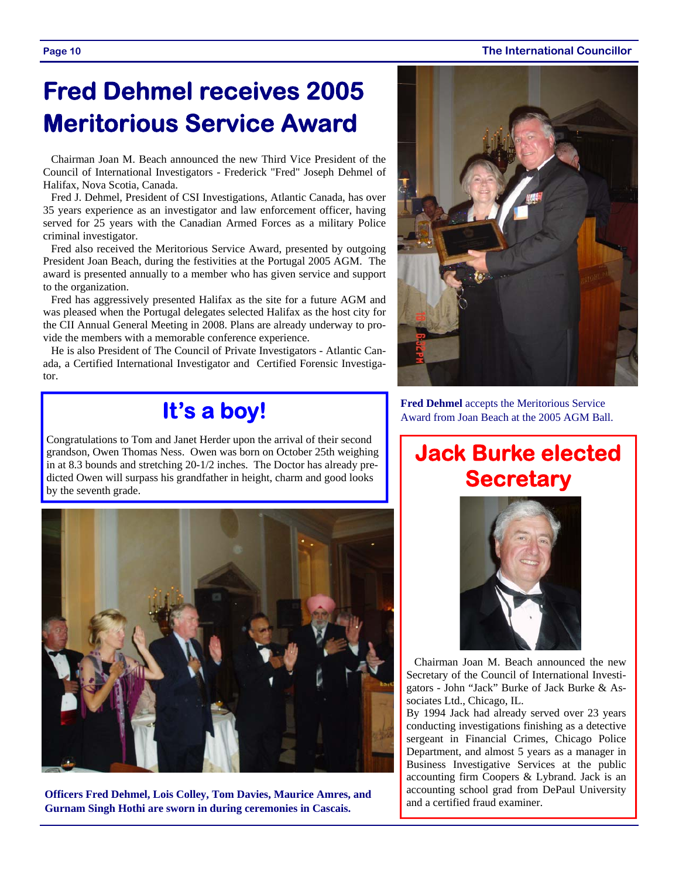# Fred Dehmel receives 2005 Meritorious Service Award

Chairman Joan M. Beach announced the new Third Vice President of the Council of International Investigators - Frederick "Fred" Joseph Dehmel of Halifax, Nova Scotia, Canada.

Fred J. Dehmel, President of CSI Investigations, Atlantic Canada, has over 35 years experience as an investigator and law enforcement officer, having served for 25 years with the Canadian Armed Forces as a military Police criminal investigator.

Fred also received the Meritorious Service Award, presented by outgoing President Joan Beach, during the festivities at the Portugal 2005 AGM. The award is presented annually to a member who has given service and support to the organization.

Fred has aggressively presented Halifax as the site for a future AGM and was pleased when the Portugal delegates selected Halifax as the host city for the CII Annual General Meeting in 2008. Plans are already underway to provide the members with a memorable conference experience.

He is also President of The Council of Private Investigators - Atlantic Canada, a Certified International Investigator and Certified Forensic Investigator.

**Fred Dehmel** accepts the Meritorious Service Award from Joan Beach at the 2005 AGM Ball.

## It's a boy!

Congratulations to Tom and Janet Herder upon the arrival of their second grandson, Owen Thomas Ness. Owen was born on October 25th weighing in at 8.3 bounds and stretching 20-1/2 inches. The Doctor has already predicted Owen will surpass his grandfather in height, charm and good looks by the seventh grade.

**Officers Fred Dehmel, Lois Colley, Tom Davies, Maurice Amres, and Gurnam Singh Hothi are sworn in during ceremonies in Cascais.**

## Jack Burke elected Secretary

Chairman Joan M. Beach announced the new Secretary of the Council of International Investigators - John "Jack" Burke of Jack Burke & Associates Ltd., Chicago, IL.

By 1994 Jack had already served over 23 years conducting investigations finishing as a detective sergeant in Financial Crimes, Chicago Police Department, and almost 5 years as a manager in Business Investigative Services at the public accounting firm Coopers & Lybrand. Jack is an accounting school grad from DePaul University and a certified fraud examiner.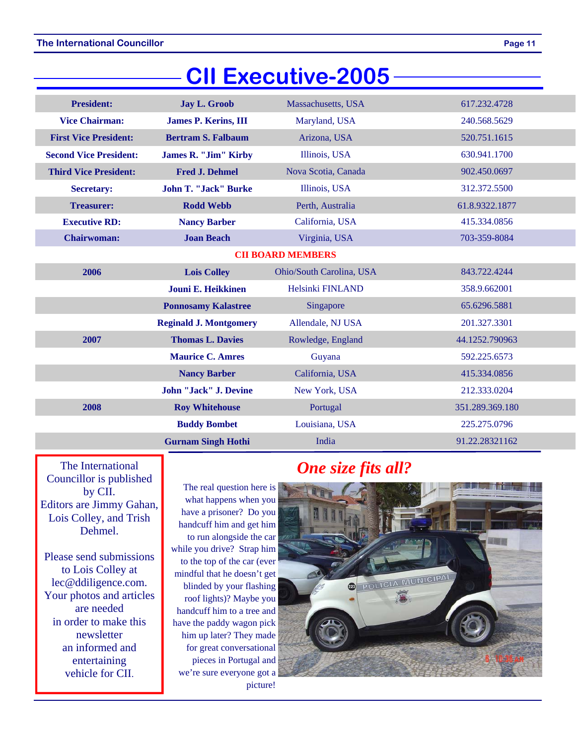# CII Executive-2005

| | | | |
|---|---|---|---|
| **President:** | **Jay L. Groob** | Massachusetts, USA | 617.232.4728 |
| **Vice Chairman:** | **James P. Kerins, III** | Maryland, USA | 240.568.5629 |
| **First Vice President:** | **Bertram S. Falbaum** | Arizona, USA | 520.751.1615 |
| **Second Vice President:** | **James R. "Jim" Kirby** | Illinois, USA | 630.941.1700 |
| **Third Vice President:** | **Fred J. Dehmel** | Nova Scotia, Canada | 902.450.0697 |
| **Secretary:** | **John T. "Jack" Burke** | Illinois, USA | 312.372.5500 |
| **Treasurer:** | **Rodd Webb** | Perth, Australia | 61.8.9322.1877 |
| **Executive RD:** | **Nancy Barber** | California, USA | 415.334.0856 |
| **Chairwoman:** | **Joan Beach** | Virginia, USA | 703-359-8084 |
| | **CII BOARD MEMBERS** | | |
| **2006** | **Lois Colley** | Ohio/South Carolina, USA | 843.722.4244 |
| | **Jouni E. Heikkinen** | Helsinki FINLAND | 358.9.662001 |
| | **Ponnosamy Kalastree** | Singapore | 65.6296.5881 |
| | **Reginald J. Montgomery** | Allendale, NJ USA | 201.327.3301 |
| **2007** | **Thomas L. Davies** | Rowledge, England | 44.1252.790963 |
| | **Maurice C. Amres** | Guyana | 592.225.6573 |
| | **Nancy Barber** | California, USA | 415.334.0856 |
| | **John "Jack" J. Devine** | New York, USA | 212.333.0204 |
| **2008** | **Roy Whitehouse** | Portugal | 351.289.369.180 |
| | **Buddy Bombet** | Louisiana, USA | 225.275.0796 |
| | **Gurnam Singh Hothi** | India | 91.22.28321162 |

The International Councillor is published by CII. Editors are Jimmy Gahan, Lois Colley, and Trish Dehmel.

Please send submissions to Lois Colley at lec@ddiligence.com. Your photos and articles are needed in order to make this newsletter an informed and entertaining vehicle for CII.

## *One size fits all?*

The real question here is what happens when you have a prisoner? Do you handcuff him and get him to run alongside the car while you drive? Strap him to the top of the car (ever mindful that he doesn't get blinded by your flashing roof lights)? Maybe you handcuff him to a tree and have the paddy wagon pick him up later? They made for great conversational pieces in Portugal and we're sure everyone got a picture!